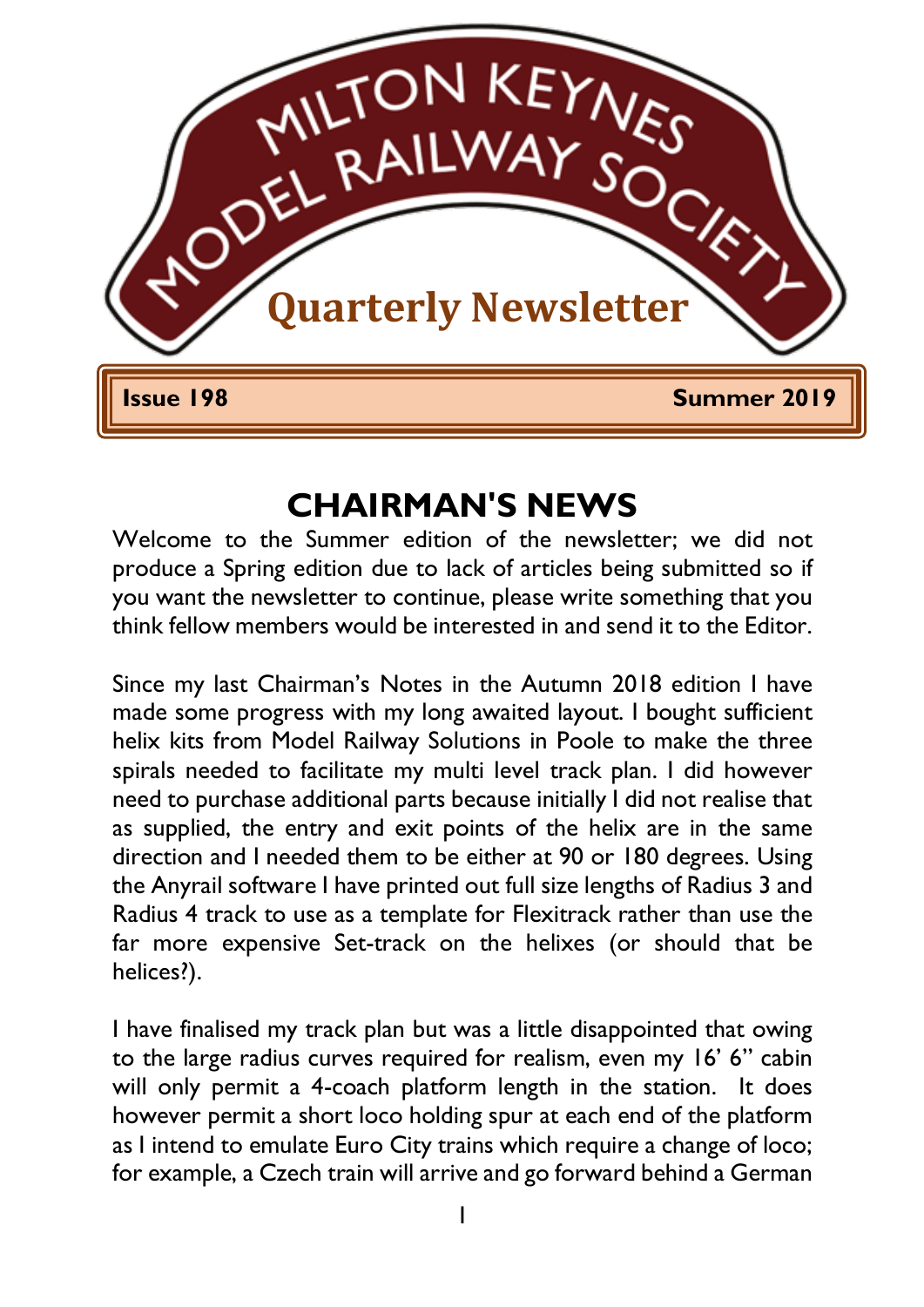# MILTON KEYNES MODEL RAILWAY SOCIETY

## Quarterly Newsletter

**Issue 198** **Summer 2019**

## CHAIRMAN'S NEWS

Welcome to the Summer edition of the newsletter; we did not produce a Spring edition due to lack of articles being submitted so if you want the newsletter to continue, please write something that you think fellow members would be interested in and send it to the Editor.

Since my last Chairman's Notes in the Autumn 2018 edition I have made some progress with my long awaited layout. I bought sufficient helix kits from Model Railway Solutions in Poole to make the three spirals needed to facilitate my multi level track plan. I did however need to purchase additional parts because initially I did not realise that as supplied, the entry and exit points of the helix are in the same direction and I needed them to be either at 90 or 180 degrees. Using the Anyrail software I have printed out full size lengths of Radius 3 and Radius 4 track to use as a template for Flexitrack rather than use the far more expensive Set-track on the helixes (or should that be helices?).

I have finalised my track plan but was a little disappointed that owing to the large radius curves required for realism, even my 16' 6" cabin will only permit a 4-coach platform length in the station. It does however permit a short loco holding spur at each end of the platform as I intend to emulate Euro City trains which require a change of loco; for example, a Czech train will arrive and go forward behind a German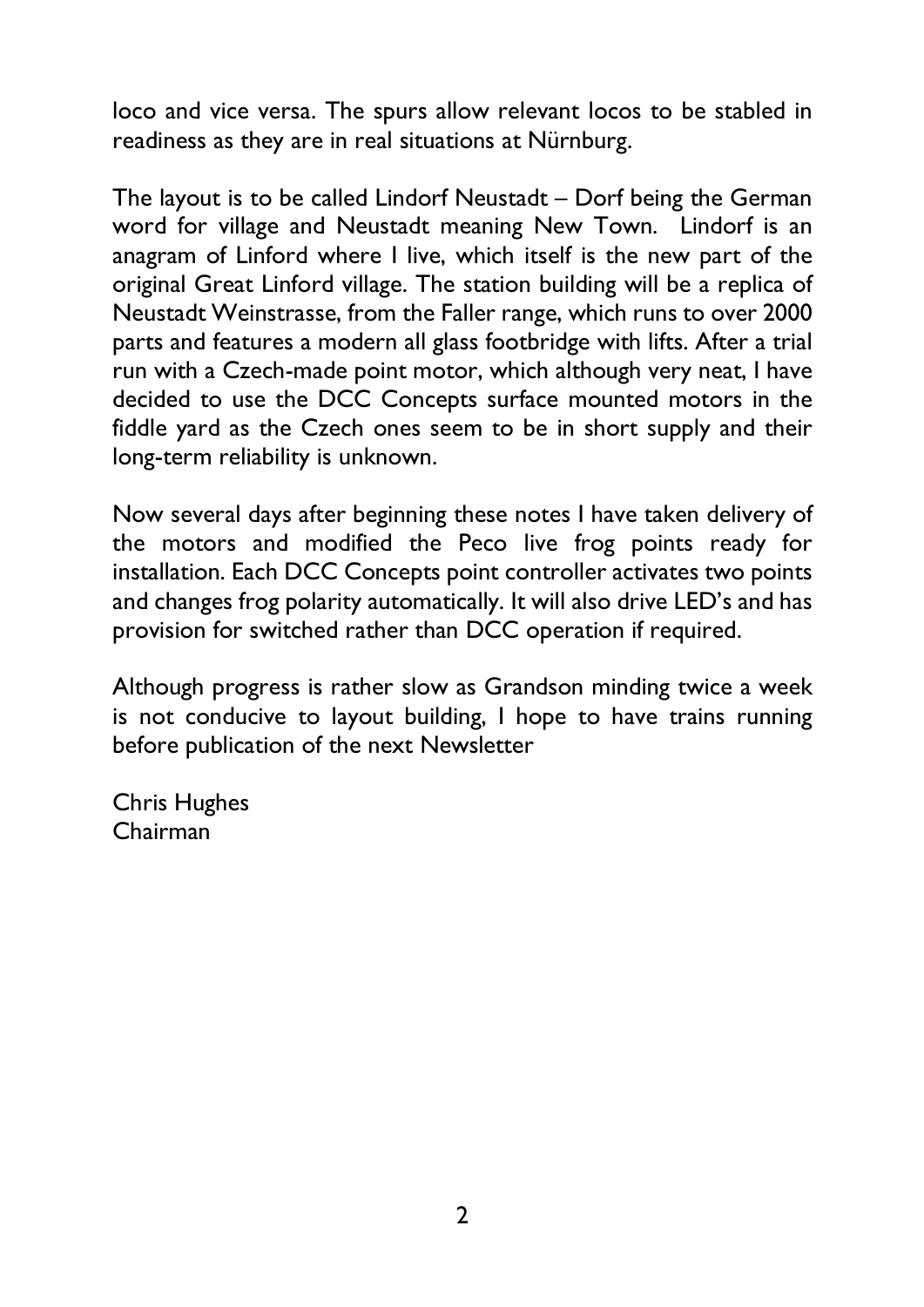loco and vice versa. The spurs allow relevant locos to be stabled in readiness as they are in real situations at Nürnburg.

The layout is to be called Lindorf Neustadt – Dorf being the German word for village and Neustadt meaning New Town. Lindorf is an anagram of Linford where I live, which itself is the new part of the original Great Linford village. The station building will be a replica of Neustadt Weinstrasse, from the Faller range, which runs to over 2000 parts and features a modern all glass footbridge with lifts. After a trial run with a Czech-made point motor, which although very neat, I have decided to use the DCC Concepts surface mounted motors in the fiddle yard as the Czech ones seem to be in short supply and their long-term reliability is unknown.

Now several days after beginning these notes I have taken delivery of the motors and modified the Peco live frog points ready for installation. Each DCC Concepts point controller activates two points and changes frog polarity automatically. It will also drive LED's and has provision for switched rather than DCC operation if required.

Although progress is rather slow as Grandson minding twice a week is not conducive to layout building, I hope to have trains running before publication of the next Newsletter

Chris Hughes
Chairman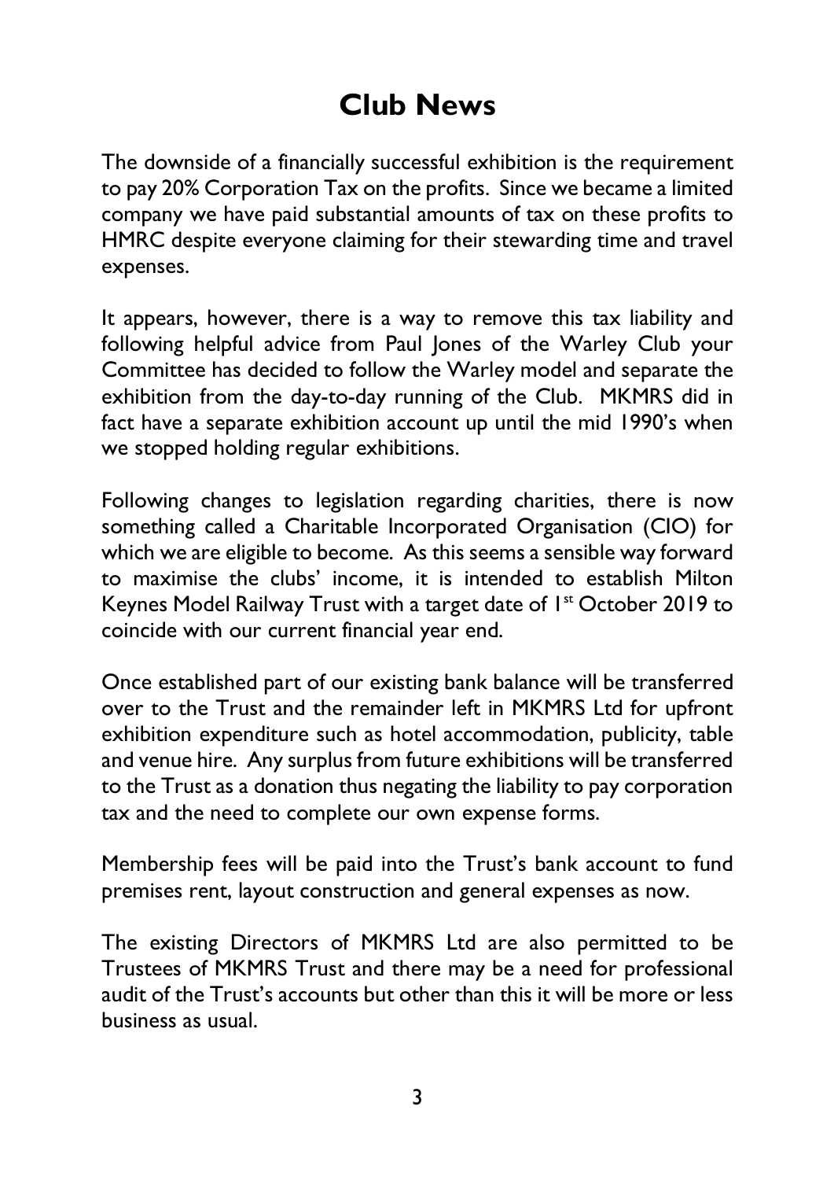# Club News

The downside of a financially successful exhibition is the requirement to pay 20% Corporation Tax on the profits. Since we became a limited company we have paid substantial amounts of tax on these profits to HMRC despite everyone claiming for their stewarding time and travel expenses.

It appears, however, there is a way to remove this tax liability and following helpful advice from Paul Jones of the Warley Club your Committee has decided to follow the Warley model and separate the exhibition from the day-to-day running of the Club. MKMRS did in fact have a separate exhibition account up until the mid 1990's when we stopped holding regular exhibitions.

Following changes to legislation regarding charities, there is now something called a Charitable Incorporated Organisation (CIO) for which we are eligible to become. As this seems a sensible way forward to maximise the clubs' income, it is intended to establish Milton Keynes Model Railway Trust with a target date of 1st October 2019 to coincide with our current financial year end.

Once established part of our existing bank balance will be transferred over to the Trust and the remainder left in MKMRS Ltd for upfront exhibition expenditure such as hotel accommodation, publicity, table and venue hire. Any surplus from future exhibitions will be transferred to the Trust as a donation thus negating the liability to pay corporation tax and the need to complete our own expense forms.

Membership fees will be paid into the Trust's bank account to fund premises rent, layout construction and general expenses as now.

The existing Directors of MKMRS Ltd are also permitted to be Trustees of MKMRS Trust and there may be a need for professional audit of the Trust's accounts but other than this it will be more or less business as usual.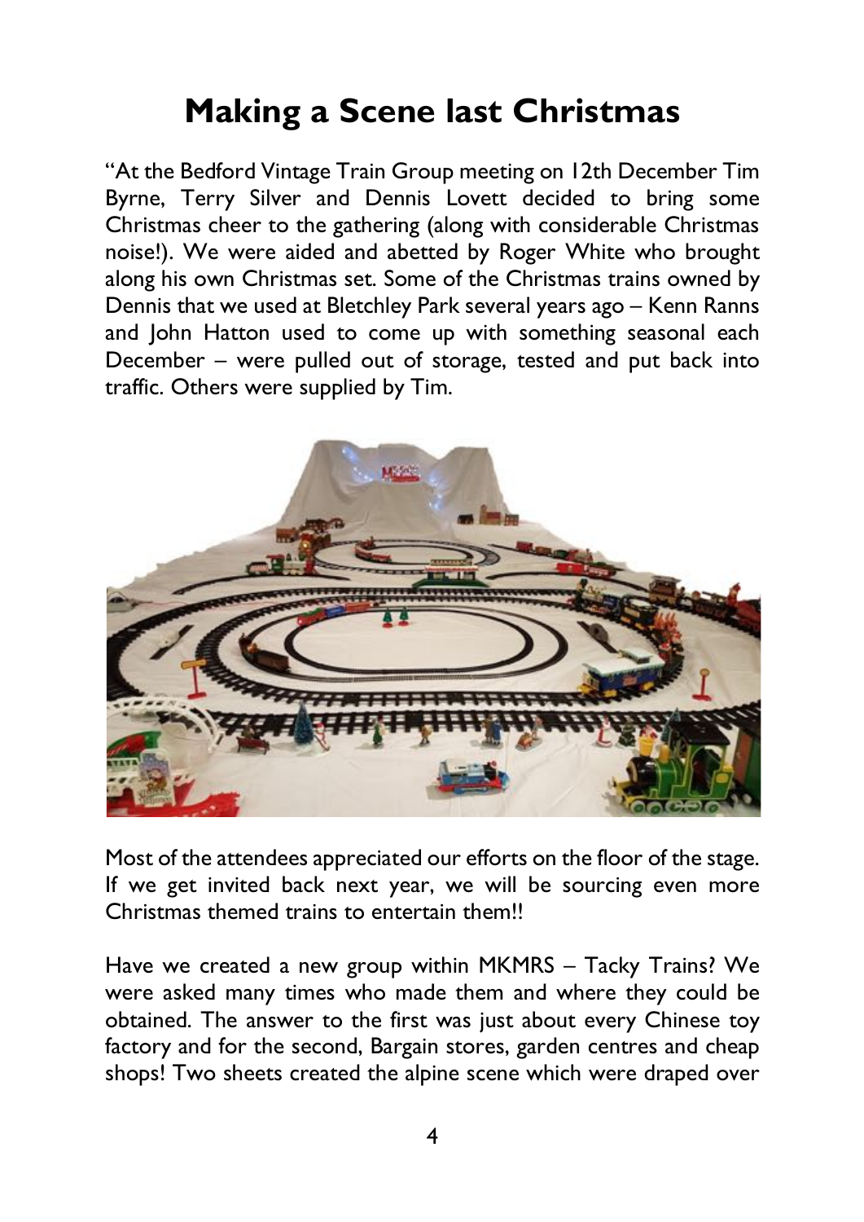# Making a Scene last Christmas

"At the Bedford Vintage Train Group meeting on 12th December Tim Byrne, Terry Silver and Dennis Lovett decided to bring some Christmas cheer to the gathering (along with considerable Christmas noise!). We were aided and abetted by Roger White who brought along his own Christmas set. Some of the Christmas trains owned by Dennis that we used at Bletchley Park several years ago – Kenn Ranns and John Hatton used to come up with something seasonal each December – were pulled out of storage, tested and put back into traffic. Others were supplied by Tim.

Most of the attendees appreciated our efforts on the floor of the stage. If we get invited back next year, we will be sourcing even more Christmas themed trains to entertain them!!

Have we created a new group within MKMRS – Tacky Trains? We were asked many times who made them and where they could be obtained. The answer to the first was just about every Chinese toy factory and for the second, Bargain stores, garden centres and cheap shops! Two sheets created the alpine scene which were draped over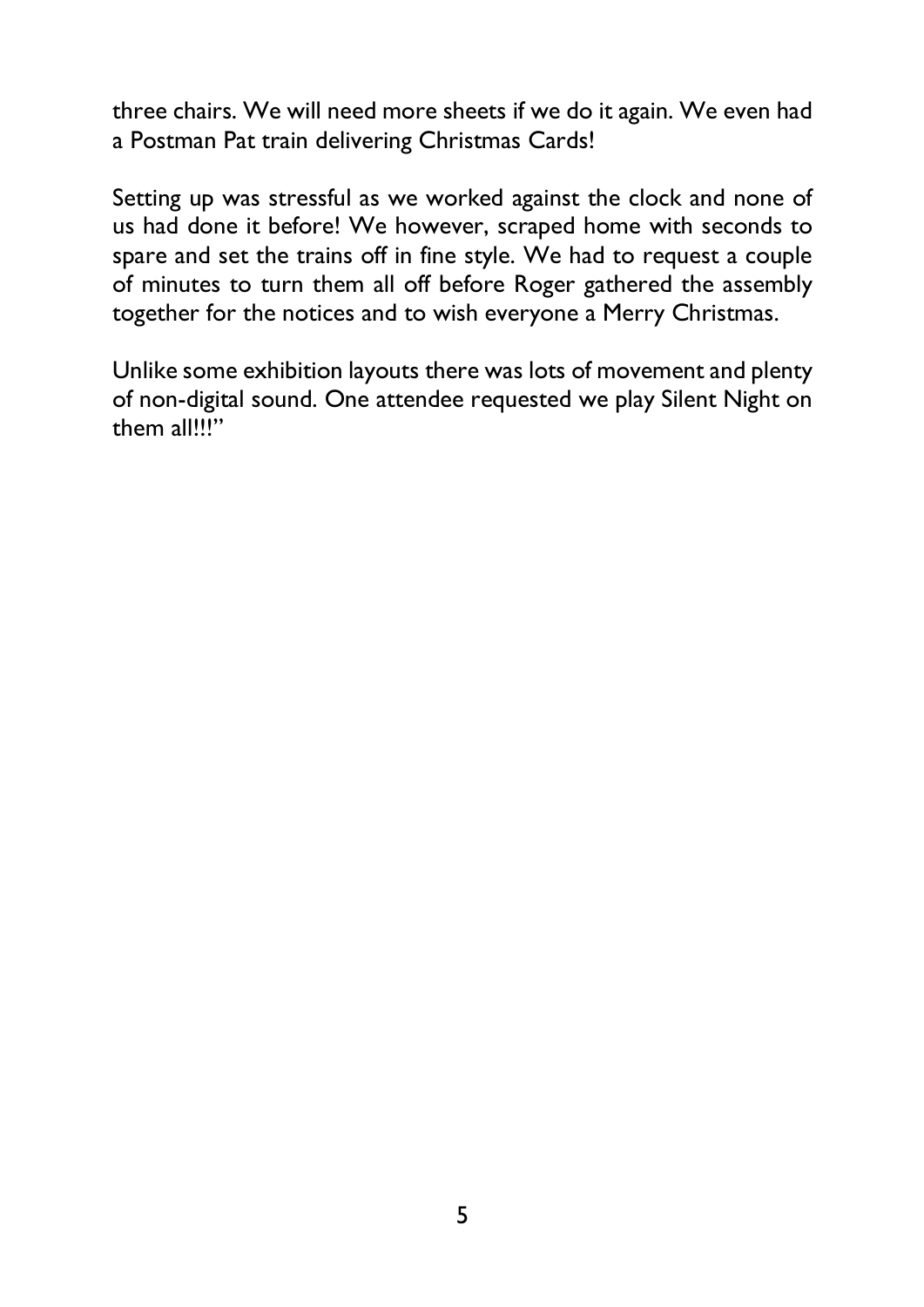three chairs. We will need more sheets if we do it again. We even had a Postman Pat train delivering Christmas Cards!

Setting up was stressful as we worked against the clock and none of us had done it before! We however, scraped home with seconds to spare and set the trains off in fine style. We had to request a couple of minutes to turn them all off before Roger gathered the assembly together for the notices and to wish everyone a Merry Christmas.

Unlike some exhibition layouts there was lots of movement and plenty of non-digital sound. One attendee requested we play Silent Night on them all!!!"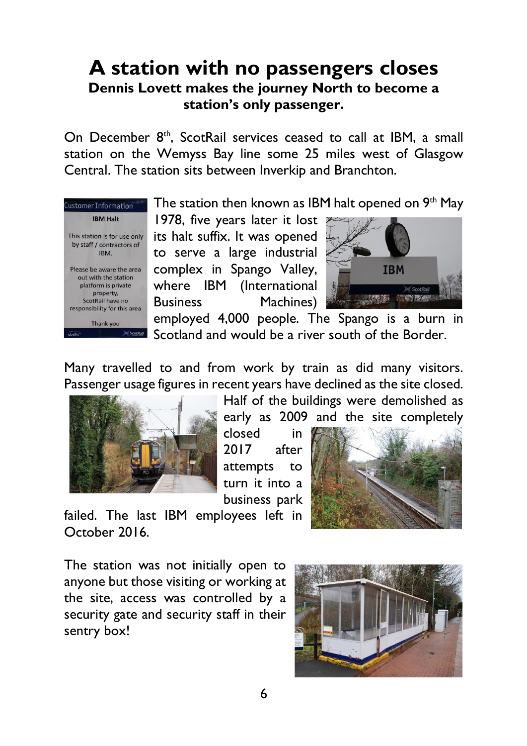# A station with no passengers closes

**Dennis Lovett makes the journey North to become a station's only passenger.**

On December 8th, ScotRail services ceased to call at IBM, a small station on the Wemyss Bay line some 25 miles west of Glasgow Central. The station sits between Inverkip and Branchton.

The station then known as IBM halt opened on 9th May 1978, five years later it lost its halt suffix. It was opened to serve a large industrial complex in Spango Valley, where IBM (International Business Machines) employed 4,000 people. The Spango is a burn in Scotland and would be a river south of the Border.

Many travelled to and from work by train as did many visitors. Passenger usage figures in recent years have declined as the site closed. Half of the buildings were demolished as early as 2009 and the site completely closed in 2017 after attempts to turn it into a business park failed. The last IBM employees left in October 2016.

The station was not initially open to anyone but those visiting or working at the site, access was controlled by a security gate and security staff in their sentry box!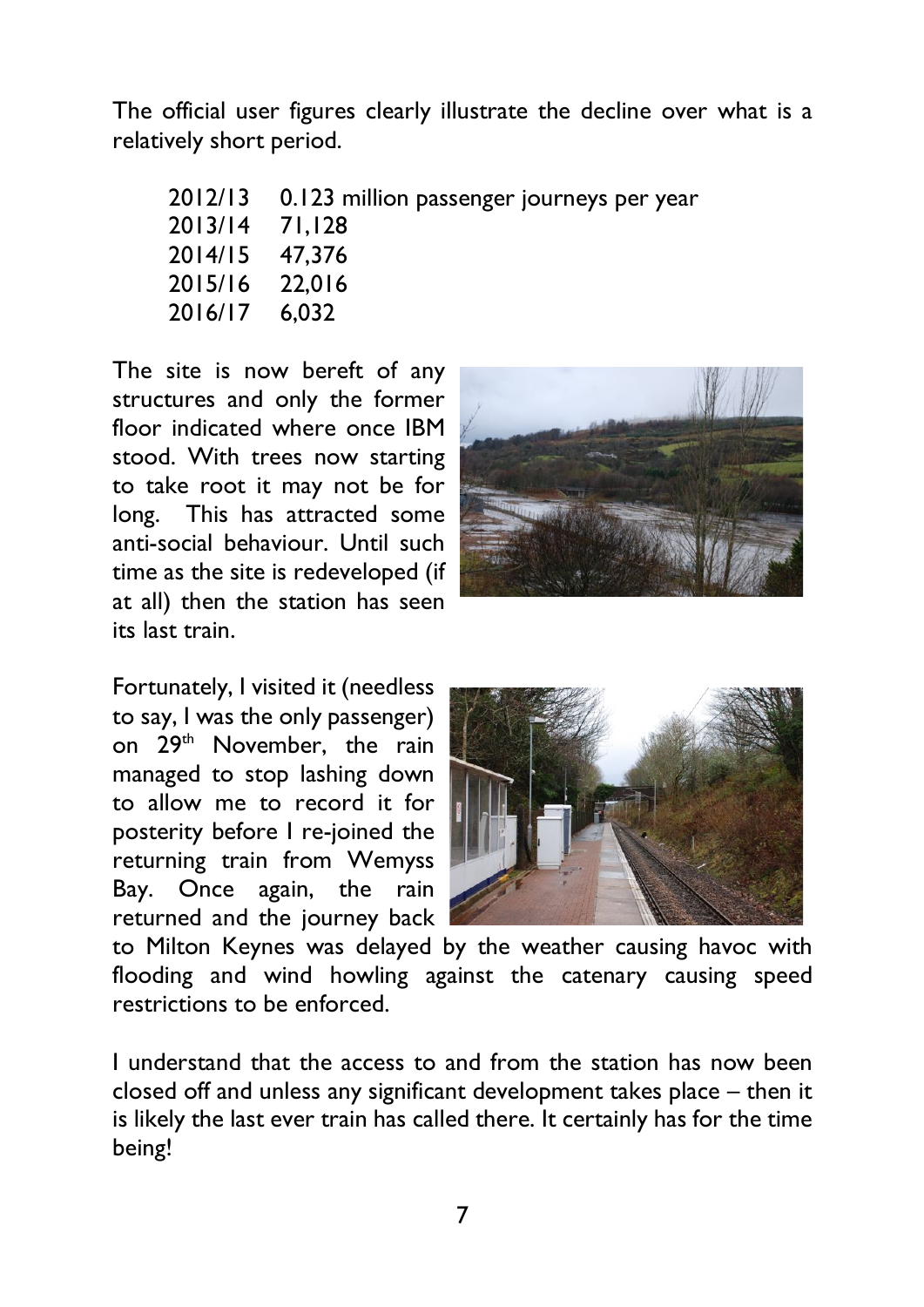The official user figures clearly illustrate the decline over what is a relatively short period.

| | |
|---|---|
| 2012/13 | 0.123 million passenger journeys per year |
| 2013/14 | 71,128 |
| 2014/15 | 47,376 |
| 2015/16 | 22,016 |
| 2016/17 | 6,032 |

The site is now bereft of any structures and only the former floor indicated where once IBM stood. With trees now starting to take root it may not be for long. This has attracted some anti-social behaviour. Until such time as the site is redeveloped (if at all) then the station has seen its last train.

Fortunately, I visited it (needless to say, I was the only passenger) on 29th November, the rain managed to stop lashing down to allow me to record it for posterity before I re-joined the returning train from Wemyss Bay. Once again, the rain returned and the journey back to Milton Keynes was delayed by the weather causing havoc with flooding and wind howling against the catenary causing speed restrictions to be enforced.

I understand that the access to and from the station has now been closed off and unless any significant development takes place – then it is likely the last ever train has called there. It certainly has for the time being!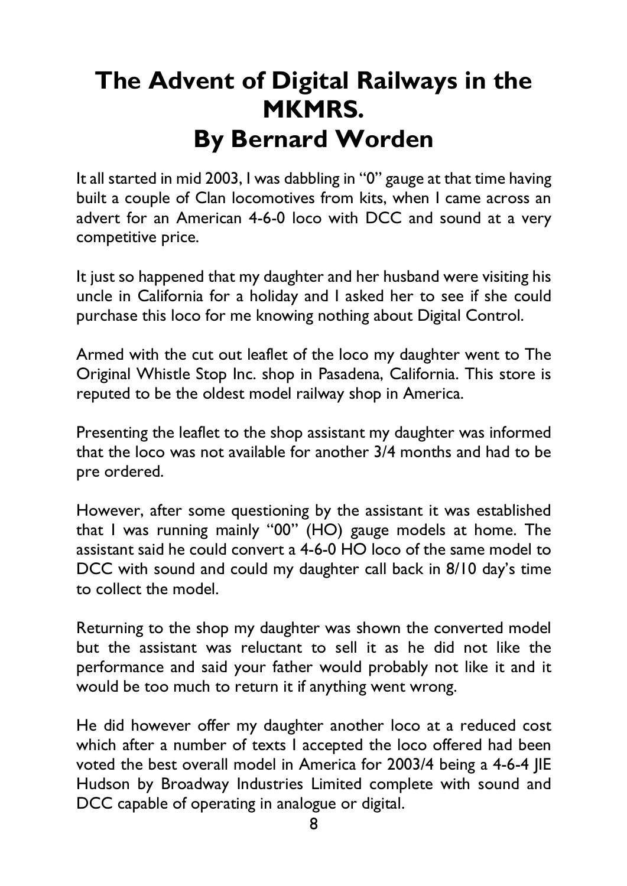# The Advent of Digital Railways in the MKMRS.
# By Bernard Worden

It all started in mid 2003, I was dabbling in "0" gauge at that time having built a couple of Clan locomotives from kits, when I came across an advert for an American 4-6-0 loco with DCC and sound at a very competitive price.

It just so happened that my daughter and her husband were visiting his uncle in California for a holiday and I asked her to see if she could purchase this loco for me knowing nothing about Digital Control.

Armed with the cut out leaflet of the loco my daughter went to The Original Whistle Stop Inc. shop in Pasadena, California. This store is reputed to be the oldest model railway shop in America.

Presenting the leaflet to the shop assistant my daughter was informed that the loco was not available for another 3/4 months and had to be pre ordered.

However, after some questioning by the assistant it was established that I was running mainly "00" (HO) gauge models at home. The assistant said he could convert a 4-6-0 HO loco of the same model to DCC with sound and could my daughter call back in 8/10 day's time to collect the model.

Returning to the shop my daughter was shown the converted model but the assistant was reluctant to sell it as he did not like the performance and said your father would probably not like it and it would be too much to return it if anything went wrong.

He did however offer my daughter another loco at a reduced cost which after a number of texts I accepted the loco offered had been voted the best overall model in America for 2003/4 being a 4-6-4 JIE Hudson by Broadway Industries Limited complete with sound and DCC capable of operating in analogue or digital.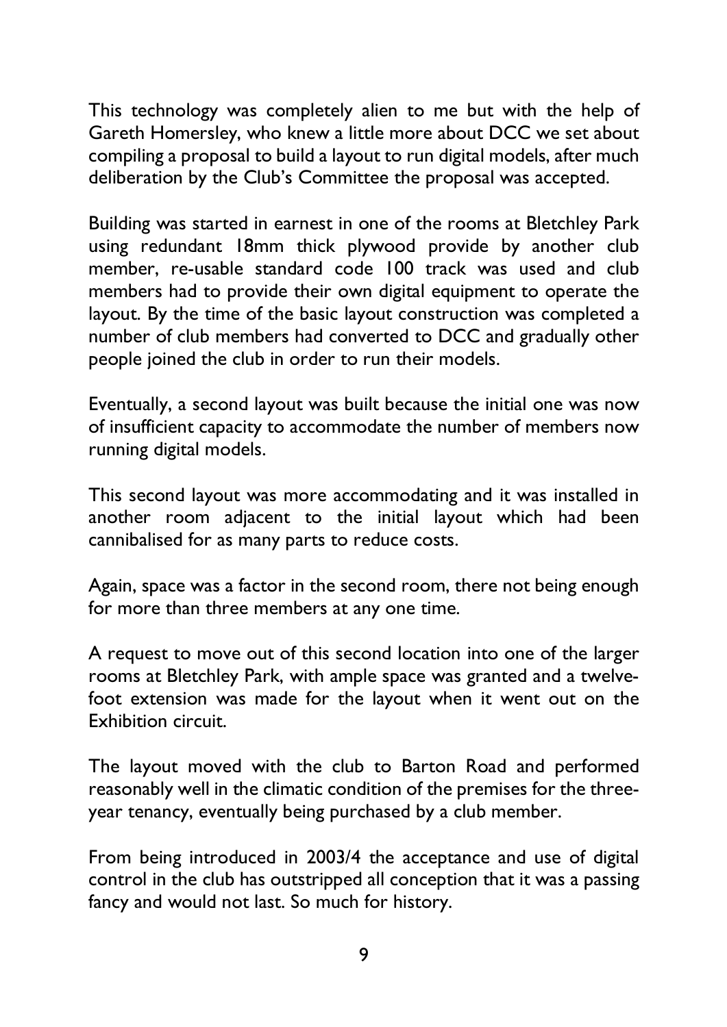This technology was completely alien to me but with the help of Gareth Homersley, who knew a little more about DCC we set about compiling a proposal to build a layout to run digital models, after much deliberation by the Club's Committee the proposal was accepted.

Building was started in earnest in one of the rooms at Bletchley Park using redundant 18mm thick plywood provide by another club member, re-usable standard code 100 track was used and club members had to provide their own digital equipment to operate the layout. By the time of the basic layout construction was completed a number of club members had converted to DCC and gradually other people joined the club in order to run their models.

Eventually, a second layout was built because the initial one was now of insufficient capacity to accommodate the number of members now running digital models.

This second layout was more accommodating and it was installed in another room adjacent to the initial layout which had been cannibalised for as many parts to reduce costs.

Again, space was a factor in the second room, there not being enough for more than three members at any one time.

A request to move out of this second location into one of the larger rooms at Bletchley Park, with ample space was granted and a twelve-foot extension was made for the layout when it went out on the Exhibition circuit.

The layout moved with the club to Barton Road and performed reasonably well in the climatic condition of the premises for the three-year tenancy, eventually being purchased by a club member.

From being introduced in 2003/4 the acceptance and use of digital control in the club has outstripped all conception that it was a passing fancy and would not last. So much for history.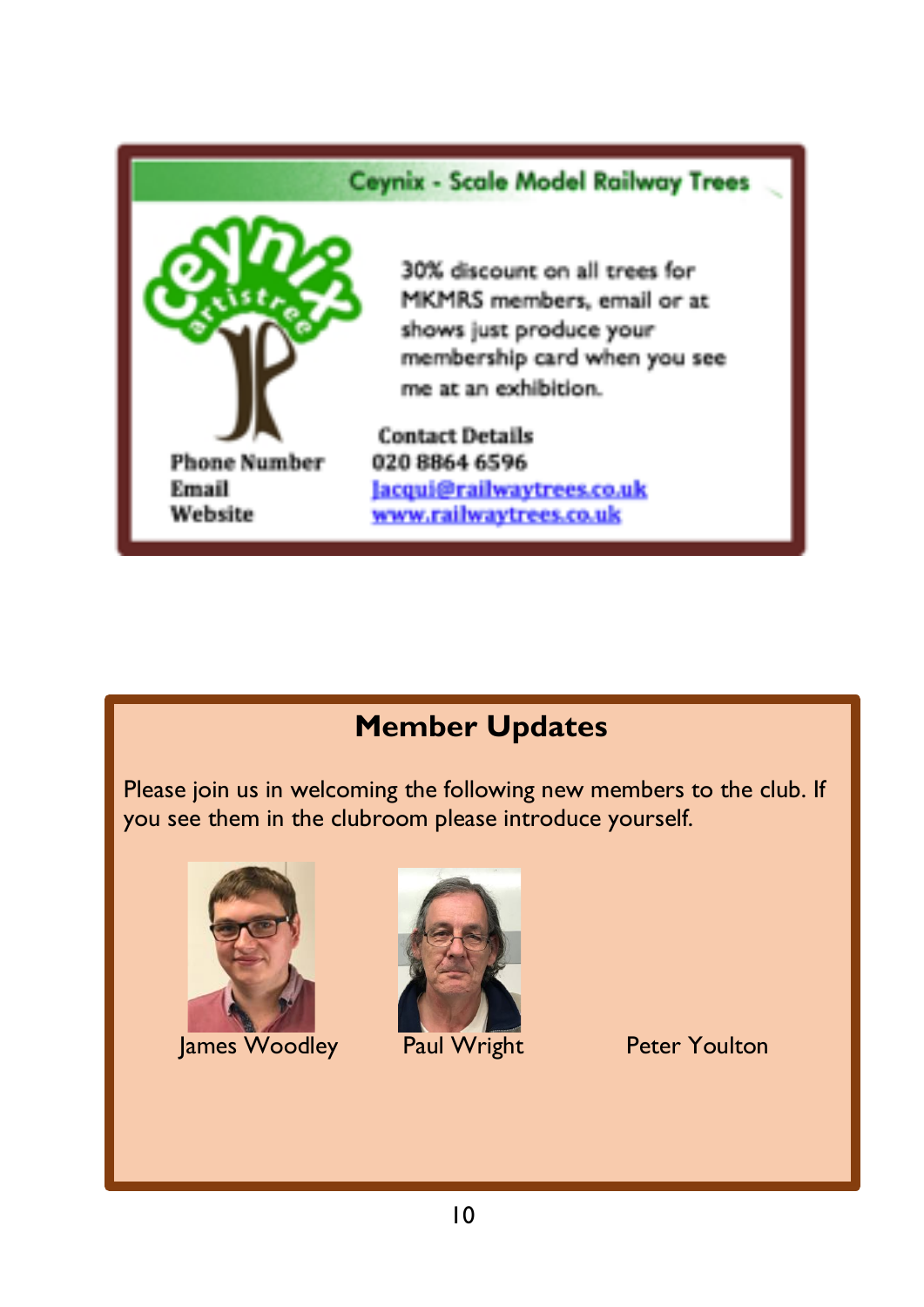## Ceynix - Scale Model Railway Trees

30% discount on all trees for MKMRS members, email or at shows just produce your membership card when you see me at an exhibition.

**Contact Details**

| | |
|---|---|
| **Phone Number** | 020 8864 6596 |
| **Email** | jacqui@railwaytrees.co.uk |
| **Website** | www.railwaytrees.co.uk |

## Member Updates

Please join us in welcoming the following new members to the club. If you see them in the clubroom please introduce yourself.

James Woodley

Paul Wright

Peter Youlton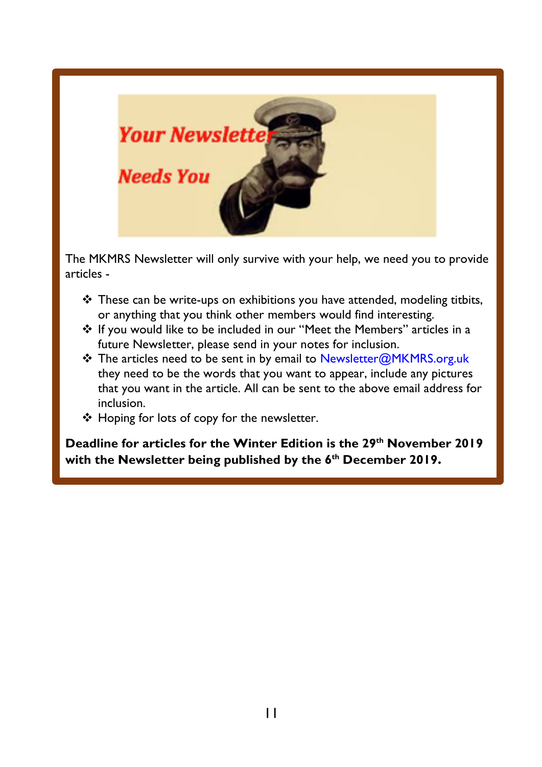**Your Newsletter Needs You**

The MKMRS Newsletter will only survive with your help, we need you to provide articles -

- These can be write-ups on exhibitions you have attended, modeling titbits, or anything that you think other members would find interesting.
- If you would like to be included in our "Meet the Members" articles in a future Newsletter, please send in your notes for inclusion.
- The articles need to be sent in by email to Newsletter@MKMRS.org.uk they need to be the words that you want to appear, include any pictures that you want in the article. All can be sent to the above email address for inclusion.
- Hoping for lots of copy for the newsletter.

**Deadline for articles for the Winter Edition is the 29th November 2019 with the Newsletter being published by the 6th December 2019.**